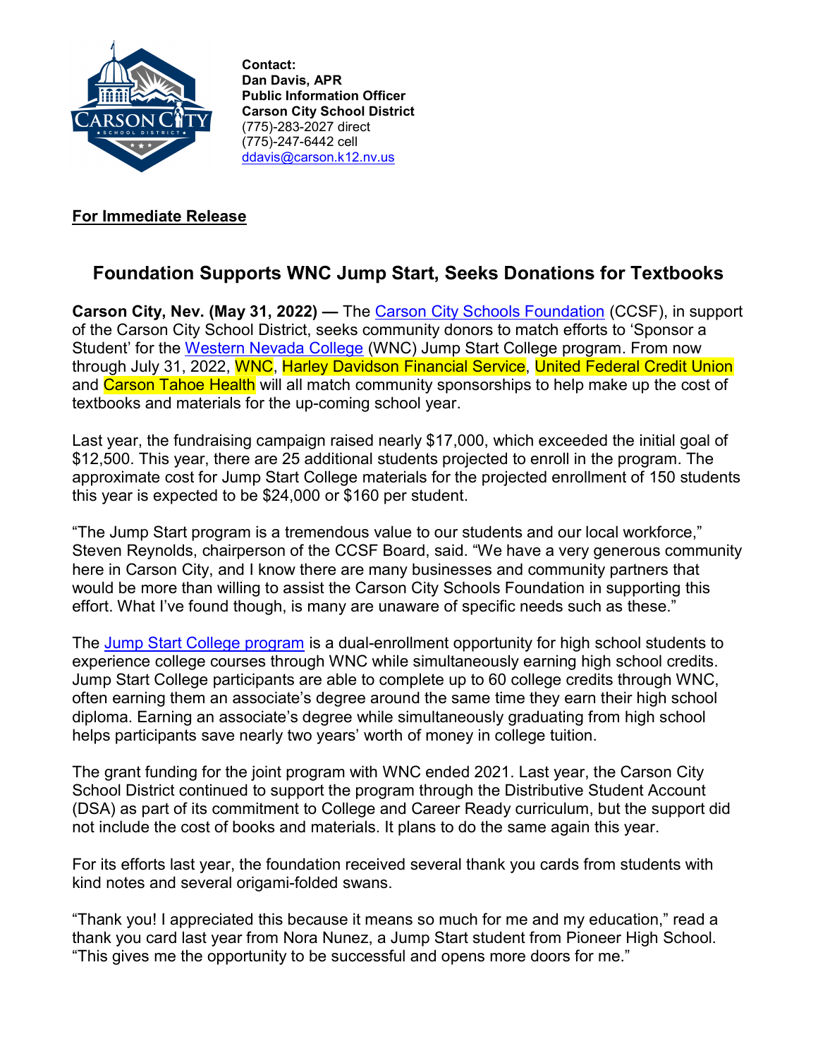**Contact:**
**Dan Davis, APR**
**Public Information Officer**
**Carson City School District**
(775)-283-2027 direct
(775)-247-6442 cell
ddavis@carson.k12.nv.us

**For Immediate Release**

## Foundation Supports WNC Jump Start, Seeks Donations for Textbooks

**Carson City, Nev. (May 31, 2022) —** The Carson City Schools Foundation (CCSF), in support of the Carson City School District, seeks community donors to match efforts to 'Sponsor a Student' for the Western Nevada College (WNC) Jump Start College program. From now through July 31, 2022, WNC, Harley Davidson Financial Service, United Federal Credit Union and Carson Tahoe Health will all match community sponsorships to help make up the cost of textbooks and materials for the up-coming school year.

Last year, the fundraising campaign raised nearly $17,000, which exceeded the initial goal of $12,500. This year, there are 25 additional students projected to enroll in the program. The approximate cost for Jump Start College materials for the projected enrollment of 150 students this year is expected to be $24,000 or $160 per student.

"The Jump Start program is a tremendous value to our students and our local workforce," Steven Reynolds, chairperson of the CCSF Board, said. "We have a very generous community here in Carson City, and I know there are many businesses and community partners that would be more than willing to assist the Carson City Schools Foundation in supporting this effort. What I've found though, is many are unaware of specific needs such as these."

The Jump Start College program is a dual-enrollment opportunity for high school students to experience college courses through WNC while simultaneously earning high school credits. Jump Start College participants are able to complete up to 60 college credits through WNC, often earning them an associate's degree around the same time they earn their high school diploma. Earning an associate's degree while simultaneously graduating from high school helps participants save nearly two years' worth of money in college tuition.

The grant funding for the joint program with WNC ended 2021. Last year, the Carson City School District continued to support the program through the Distributive Student Account (DSA) as part of its commitment to College and Career Ready curriculum, but the support did not include the cost of books and materials. It plans to do the same again this year.

For its efforts last year, the foundation received several thank you cards from students with kind notes and several origami-folded swans.

"Thank you! I appreciated this because it means so much for me and my education," read a thank you card last year from Nora Nunez, a Jump Start student from Pioneer High School. "This gives me the opportunity to be successful and opens more doors for me."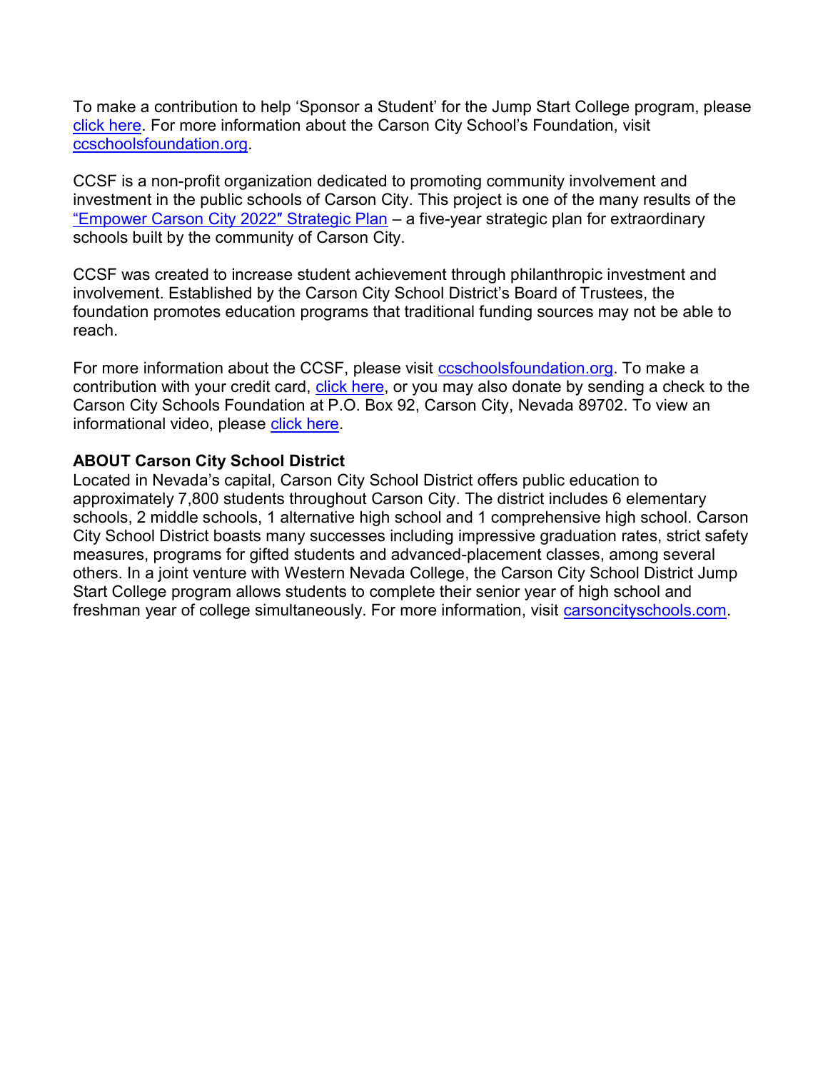To make a contribution to help 'Sponsor a Student' for the Jump Start College program, please click here. For more information about the Carson City School's Foundation, visit ccschoolsfoundation.org.

CCSF is a non-profit organization dedicated to promoting community involvement and investment in the public schools of Carson City. This project is one of the many results of the "Empower Carson City 2022″ Strategic Plan – a five-year strategic plan for extraordinary schools built by the community of Carson City.

CCSF was created to increase student achievement through philanthropic investment and involvement. Established by the Carson City School District's Board of Trustees, the foundation promotes education programs that traditional funding sources may not be able to reach.

For more information about the CCSF, please visit ccschoolsfoundation.org. To make a contribution with your credit card, click here, or you may also donate by sending a check to the Carson City Schools Foundation at P.O. Box 92, Carson City, Nevada 89702. To view an informational video, please click here.

**ABOUT Carson City School District**

Located in Nevada's capital, Carson City School District offers public education to approximately 7,800 students throughout Carson City. The district includes 6 elementary schools, 2 middle schools, 1 alternative high school and 1 comprehensive high school. Carson City School District boasts many successes including impressive graduation rates, strict safety measures, programs for gifted students and advanced-placement classes, among several others. In a joint venture with Western Nevada College, the Carson City School District Jump Start College program allows students to complete their senior year of high school and freshman year of college simultaneously. For more information, visit carsoncityschools.com.